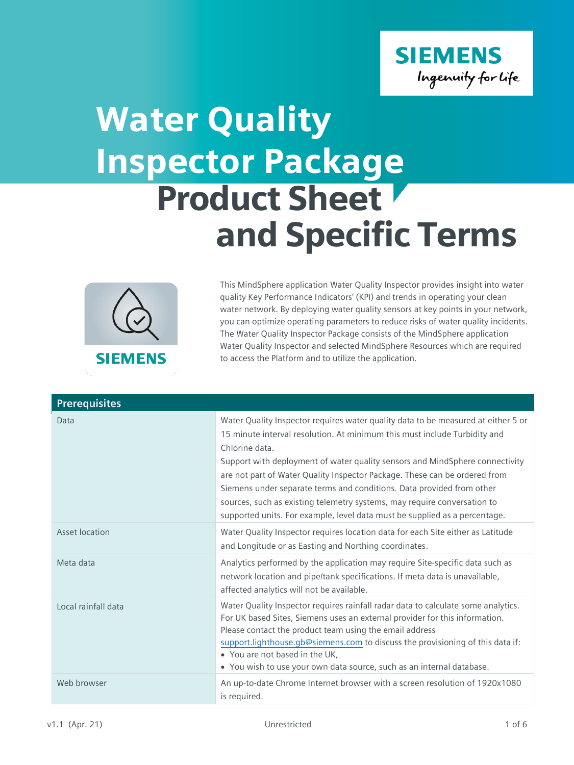# Water Quality Inspector Package

## Product Sheet and Specific Terms

This MindSphere application Water Quality Inspector provides insight into water quality Key Performance Indicators' (KPI) and trends in operating your clean water network. By deploying water quality sensors at key points in your network, you can optimize operating parameters to reduce risks of water quality incidents. The Water Quality Inspector Package consists of the MindSphere application Water Quality Inspector and selected MindSphere Resources which are required to access the Platform and to utilize the application.

| Prerequisites | |
|---|---|
| Data | Water Quality Inspector requires water quality data to be measured at either 5 or 15 minute interval resolution. At minimum this must include Turbidity and Chlorine data.<br>Support with deployment of water quality sensors and MindSphere connectivity are not part of Water Quality Inspector Package. These can be ordered from Siemens under separate terms and conditions. Data provided from other sources, such as existing telemetry systems, may require conversation to supported units. For example, level data must be supplied as a percentage. |
| Asset location | Water Quality Inspector requires location data for each Site either as Latitude and Longitude or as Easting and Northing coordinates. |
| Meta data | Analytics performed by the application may require Site-specific data such as network location and pipe/tank specifications. If meta data is unavailable, affected analytics will not be available. |
| Local rainfall data | Water Quality Inspector requires rainfall radar data to calculate some analytics. For UK based Sites, Siemens uses an external provider for this information. Please contact the product team using the email address support.lighthouse.gb@siemens.com to discuss the provisioning of this data if:<br>• You are not based in the UK,<br>• You wish to use your own data source, such as an internal database. |
| Web browser | An up-to-date Chrome Internet browser with a screen resolution of 1920x1080 is required. |

v1.1 (Apr. 21) Unrestricted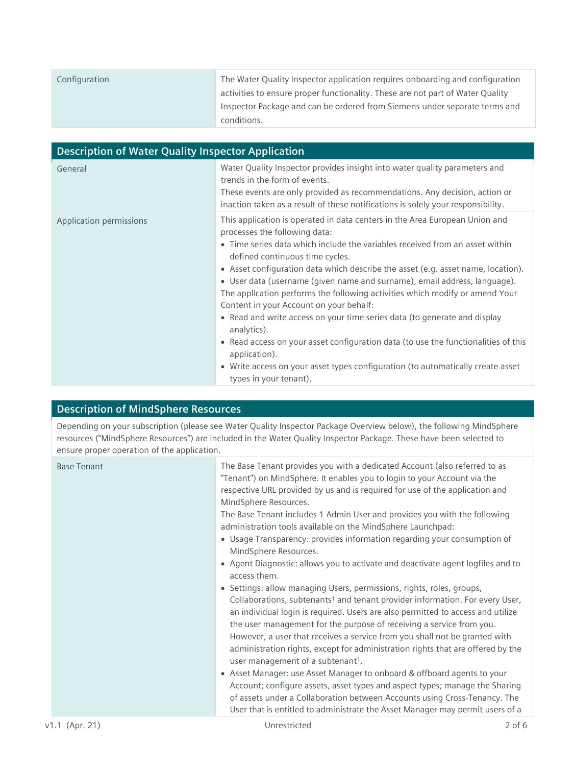| Configuration | The Water Quality Inspector application requires onboarding and configuration activities to ensure proper functionality. These are not part of Water Quality Inspector Package and can be ordered from Siemens under separate terms and conditions. |
| --- | --- |

## Description of Water Quality Inspector Application

| | |
| --- | --- |
| General | Water Quality Inspector provides insight into water quality parameters and trends in the form of events.<br>These events are only provided as recommendations. Any decision, action or inaction taken as a result of these notifications is solely your responsibility. |
| Application permissions | This application is operated in data centers in the Area European Union and processes the following data:<br>• Time series data which include the variables received from an asset within defined continuous time cycles.<br>• Asset configuration data which describe the asset (e.g. asset name, location).<br>• User data (username (given name and surname), email address, language).<br>The application performs the following activities which modify or amend Your Content in your Account on your behalf:<br>• Read and write access on your time series data (to generate and display analytics).<br>• Read access on your asset configuration data (to use the functionalities of this application).<br>• Write access on your asset types configuration (to automatically create asset types in your tenant). |

## Description of MindSphere Resources

Depending on your subscription (please see Water Quality Inspector Package Overview below), the following MindSphere resources ("MindSphere Resources") are included in the Water Quality Inspector Package. These have been selected to ensure proper operation of the application.

| | |
| --- | --- |
| Base Tenant | The Base Tenant provides you with a dedicated Account (also referred to as "Tenant") on MindSphere. It enables you to login to your Account via the respective URL provided by us and is required for use of the application and MindSphere Resources.<br>The Base Tenant includes 1 Admin User and provides you with the following administration tools available on the MindSphere Launchpad:<br>• Usage Transparency: provides information regarding your consumption of MindSphere Resources.<br>• Agent Diagnostic: allows you to activate and deactivate agent logfiles and to access them.<br>• Settings: allow managing Users, permissions, rights, roles, groups, Collaborations, subtenants[1] and tenant provider information. For every User, an individual login is required. Users are also permitted to access and utilize the user management for the purpose of receiving a service from you. However, a user that receives a service from you shall not be granted with administration rights, except for administration rights that are offered by the user management of a subtenant[1].<br>• Asset Manager: use Asset Manager to onboard & offboard agents to your Account; configure assets, asset types and aspect types; manage the Sharing of assets under a Collaboration between Accounts using Cross-Tenancy. The User that is entitled to administrate the Asset Manager may permit users of a |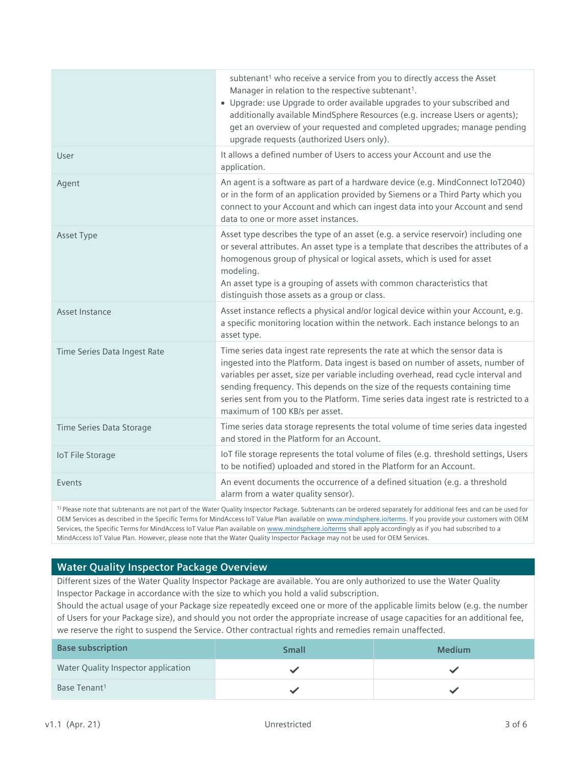| | |
|---|---|
| | subtenant[1] who receive a service from you to directly access the Asset Manager in relation to the respective subtenant[1].<br>• Upgrade: use Upgrade to order available upgrades to your subscribed and additionally available MindSphere Resources (e.g. increase Users or agents); get an overview of your requested and completed upgrades; manage pending upgrade requests (authorized Users only). |
| User | It allows a defined number of Users to access your Account and use the application. |
| Agent | An agent is a software as part of a hardware device (e.g. MindConnect IoT2040) or in the form of an application provided by Siemens or a Third Party which you connect to your Account and which can ingest data into your Account and send data to one or more asset instances. |
| Asset Type | Asset type describes the type of an asset (e.g. a service reservoir) including one or several attributes. An asset type is a template that describes the attributes of a homogenous group of physical or logical assets, which is used for asset modeling.<br>An asset type is a grouping of assets with common characteristics that distinguish those assets as a group or class. |
| Asset Instance | Asset instance reflects a physical and/or logical device within your Account, e.g. a specific monitoring location within the network. Each instance belongs to an asset type. |
| Time Series Data Ingest Rate | Time series data ingest rate represents the rate at which the sensor data is ingested into the Platform. Data ingest is based on number of assets, number of variables per asset, size per variable including overhead, read cycle interval and sending frequency. This depends on the size of the requests containing time series sent from you to the Platform. Time series data ingest rate is restricted to a maximum of 100 KB/s per asset. |
| Time Series Data Storage | Time series data storage represents the total volume of time series data ingested and stored in the Platform for an Account. |
| IoT File Storage | IoT file storage represents the total volume of files (e.g. threshold settings, Users to be notified) uploaded and stored in the Platform for an Account. |
| Events | An event documents the occurrence of a defined situation (e.g. a threshold alarm from a water quality sensor). |

[1] Please note that subtenants are not part of the Water Quality Inspector Package. Subtenants can be ordered separately for additional fees and can be used for OEM Services as described in the Specific Terms for MindAccess IoT Value Plan available on www.mindsphere.io/terms. If you provide your customers with OEM Services, the Specific Terms for MindAccess IoT Value Plan available on www.mindsphere.io/terms shall apply accordingly as if you had subscribed to a MindAccess IoT Value Plan. However, please note that the Water Quality Inspector Package may not be used for OEM Services.

## Water Quality Inspector Package Overview

Different sizes of the Water Quality Inspector Package are available. You are only authorized to use the Water Quality Inspector Package in accordance with the size to which you hold a valid subscription.
Should the actual usage of your Package size repeatedly exceed one or more of the applicable limits below (e.g. the number of Users for your Package size), and should you not order the appropriate increase of usage capacities for an additional fee, we reserve the right to suspend the Service. Other contractual rights and remedies remain unaffected.

| Base subscription | Small | Medium |
|---|---|---|
| Water Quality Inspector application | ✓ | ✓ |
| Base Tenant[1] | ✓ | ✓ |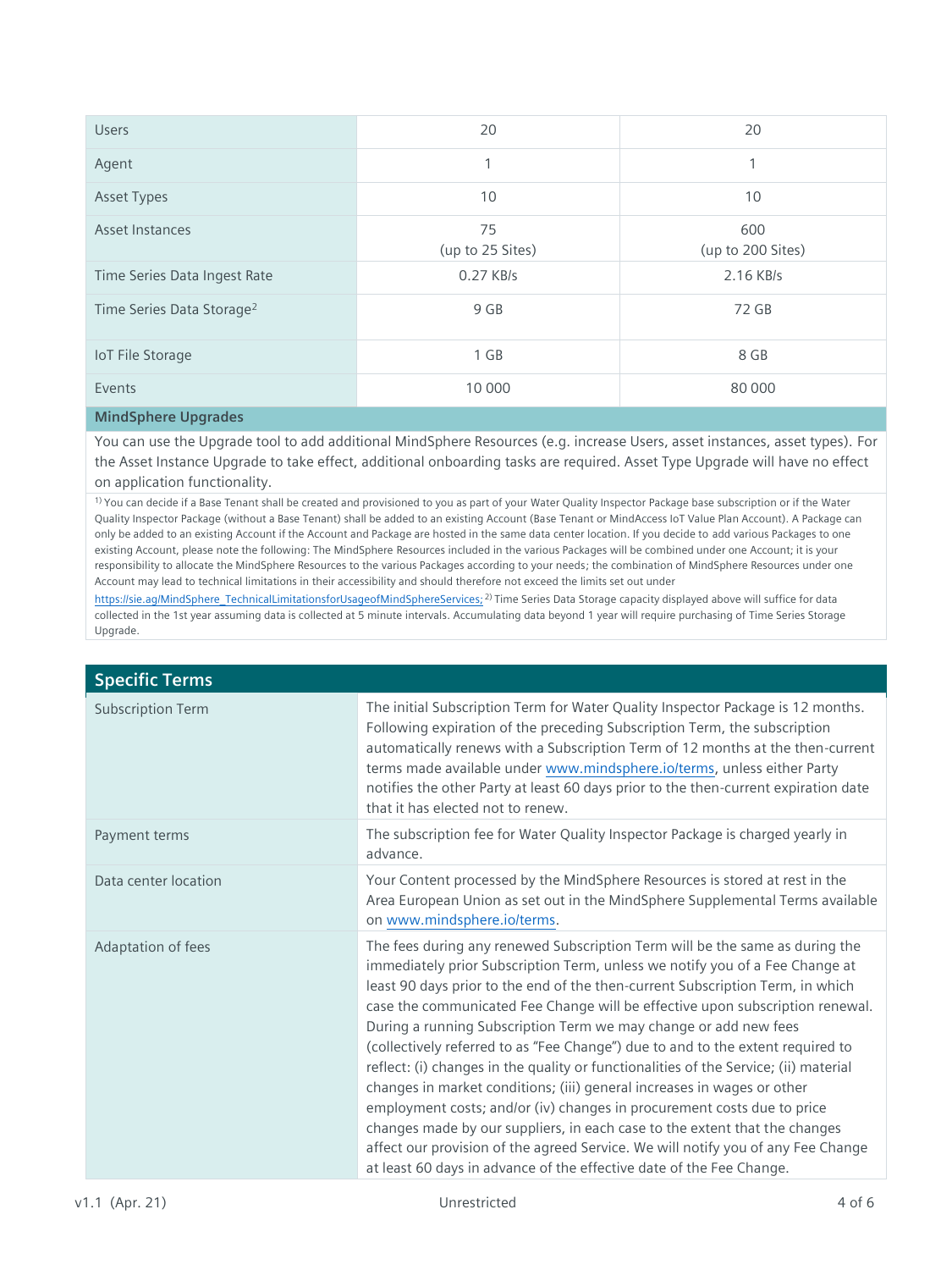| Users | 20 | 20 |
|---|---|---|
| Agent | 1 | 1 |
| Asset Types | 10 | 10 |
| Asset Instances | 75 (up to 25 Sites) | 600 (up to 200 Sites) |
| Time Series Data Ingest Rate | 0.27 KB/s | 2.16 KB/s |
| Time Series Data Storage[2] | 9 GB | 72 GB |
| IoT File Storage | 1 GB | 8 GB |
| Events | 10 000 | 80 000 |

**MindSphere Upgrades**

You can use the Upgrade tool to add additional MindSphere Resources (e.g. increase Users, asset instances, asset types). For the Asset Instance Upgrade to take effect, additional onboarding tasks are required. Asset Type Upgrade will have no effect on application functionality.

[1)] You can decide if a Base Tenant shall be created and provisioned to you as part of your Water Quality Inspector Package base subscription or if the Water Quality Inspector Package (without a Base Tenant) shall be added to an existing Account (Base Tenant or MindAccess IoT Value Plan Account). A Package can only be added to an existing Account if the Account and Package are hosted in the same data center location. If you decide to add various Packages to one existing Account, please note the following: The MindSphere Resources included in the various Packages will be combined under one Account; it is your responsibility to allocate the MindSphere Resources to the various Packages according to your needs; the combination of MindSphere Resources under one Account may lead to technical limitations in their accessibility and should therefore not exceed the limits set out under https://sie.ag/MindSphere_TechnicalLimitationsforUsageofMindSphereServices; [2)] Time Series Data Storage capacity displayed above will suffice for data collected in the 1st year assuming data is collected at 5 minute intervals. Accumulating data beyond 1 year will require purchasing of Time Series Storage Upgrade.

## Specific Terms

| | |
|---|---|
| Subscription Term | The initial Subscription Term for Water Quality Inspector Package is 12 months. Following expiration of the preceding Subscription Term, the subscription automatically renews with a Subscription Term of 12 months at the then-current terms made available under www.mindsphere.io/terms, unless either Party notifies the other Party at least 60 days prior to the then-current expiration date that it has elected not to renew. |
| Payment terms | The subscription fee for Water Quality Inspector Package is charged yearly in advance. |
| Data center location | Your Content processed by the MindSphere Resources is stored at rest in the Area European Union as set out in the MindSphere Supplemental Terms available on www.mindsphere.io/terms. |
| Adaptation of fees | The fees during any renewed Subscription Term will be the same as during the immediately prior Subscription Term, unless we notify you of a Fee Change at least 90 days prior to the end of the then-current Subscription Term, in which case the communicated Fee Change will be effective upon subscription renewal. During a running Subscription Term we may change or add new fees (collectively referred to as "Fee Change") due to and to the extent required to reflect: (i) changes in the quality or functionalities of the Service; (ii) material changes in market conditions; (iii) general increases in wages or other employment costs; and/or (iv) changes in procurement costs due to price changes made by our suppliers, in each case to the extent that the changes affect our provision of the agreed Service. We will notify you of any Fee Change at least 60 days in advance of the effective date of the Fee Change. |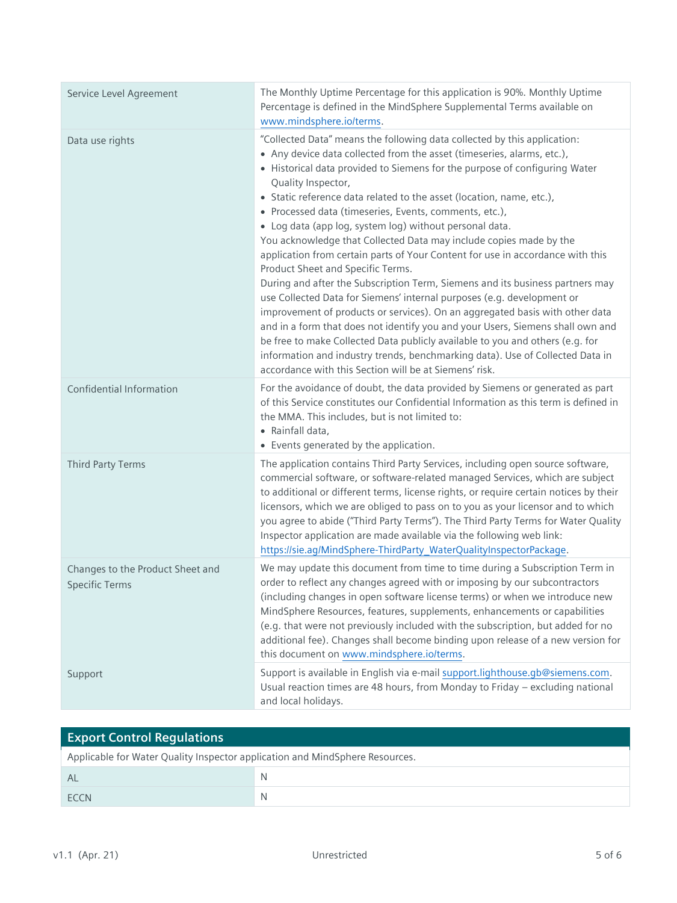| | |
|---|---|
| Service Level Agreement | The Monthly Uptime Percentage for this application is 90%. Monthly Uptime Percentage is defined in the MindSphere Supplemental Terms available on www.mindsphere.io/terms. |
| Data use rights | "Collected Data" means the following data collected by this application:<br>• Any device data collected from the asset (timeseries, alarms, etc.),<br>• Historical data provided to Siemens for the purpose of configuring Water Quality Inspector,<br>• Static reference data related to the asset (location, name, etc.),<br>• Processed data (timeseries, Events, comments, etc.),<br>• Log data (app log, system log) without personal data.<br>You acknowledge that Collected Data may include copies made by the application from certain parts of Your Content for use in accordance with this Product Sheet and Specific Terms.<br>During and after the Subscription Term, Siemens and its business partners may use Collected Data for Siemens' internal purposes (e.g. development or improvement of products or services). On an aggregated basis with other data and in a form that does not identify you and your Users, Siemens shall own and be free to make Collected Data publicly available to you and others (e.g. for information and industry trends, benchmarking data). Use of Collected Data in accordance with this Section will be at Siemens' risk. |
| Confidential Information | For the avoidance of doubt, the data provided by Siemens or generated as part of this Service constitutes our Confidential Information as this term is defined in the MMA. This includes, but is not limited to:<br>• Rainfall data,<br>• Events generated by the application. |
| Third Party Terms | The application contains Third Party Services, including open source software, commercial software, or software-related managed Services, which are subject to additional or different terms, license rights, or require certain notices by their licensors, which we are obliged to pass on to you as your licensor and to which you agree to abide ("Third Party Terms"). The Third Party Terms for Water Quality Inspector application are made available via the following web link: https://sie.ag/MindSphere-ThirdParty_WaterQualityInspectorPackage. |
| Changes to the Product Sheet and Specific Terms | We may update this document from time to time during a Subscription Term in order to reflect any changes agreed with or imposing by our subcontractors (including changes in open software license terms) or when we introduce new MindSphere Resources, features, supplements, enhancements or capabilities (e.g. that were not previously included with the subscription, but added for no additional fee). Changes shall become binding upon release of a new version for this document on www.mindsphere.io/terms. |
| Support | Support is available in English via e-mail support.lighthouse.gb@siemens.com. Usual reaction times are 48 hours, from Monday to Friday – excluding national and local holidays. |

## Export Control Regulations

Applicable for Water Quality Inspector application and MindSphere Resources.

| | |
|---|---|
| AL | N |
| ECCN | N |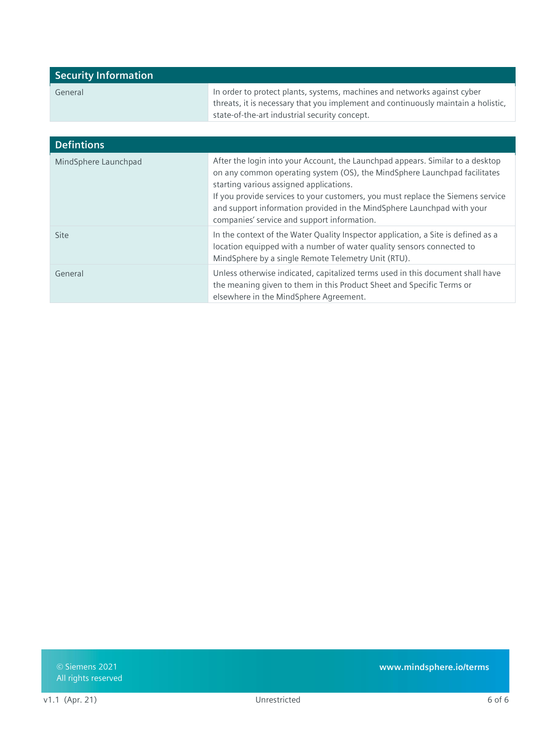| Security Information | |
|---|---|
| General | In order to protect plants, systems, machines and networks against cyber threats, it is necessary that you implement and continuously maintain a holistic, state-of-the-art industrial security concept. |

| Defintions | |
|---|---|
| MindSphere Launchpad | After the login into your Account, the Launchpad appears. Similar to a desktop on any common operating system (OS), the MindSphere Launchpad facilitates starting various assigned applications.<br>If you provide services to your customers, you must replace the Siemens service and support information provided in the MindSphere Launchpad with your companies' service and support information. |
| Site | In the context of the Water Quality Inspector application, a Site is defined as a location equipped with a number of water quality sensors connected to MindSphere by a single Remote Telemetry Unit (RTU). |
| General | Unless otherwise indicated, capitalized terms used in this document shall have the meaning given to them in this Product Sheet and Specific Terms or elsewhere in the MindSphere Agreement. |